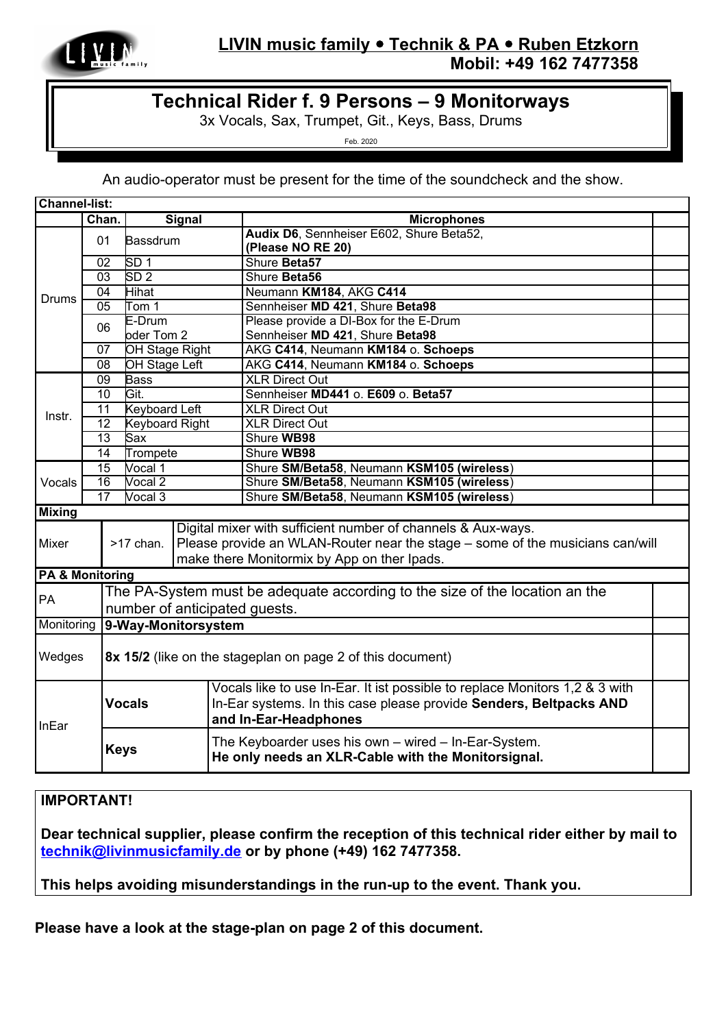**LIVIN music family • Technik & PA • Ruben Etzkorn**
**Mobil: +49 162 7477358**

# Technical Rider f. 9 Persons – 9 Monitorways

3x Vocals, Sax, Trumpet, Git., Keys, Bass, Drums

Feb. 2020

An audio-operator must be present for the time of the soundcheck and the show.

**Channel-list:**

| | Chan. | Signal | Microphones |
|---|---|---|---|
| Drums | 01 | Bassdrum | **Audix D6**, Sennheiser E602, Shure Beta52, **(Please NO RE 20)** |
| | 02 | SD 1 | Shure **Beta57** |
| | 03 | SD 2 | Shure **Beta56** |
| | 04 | Hihat | Neumann **KM184**, AKG **C414** |
| | 05 | Tom 1 | Sennheiser **MD 421**, Shure **Beta98** |
| | 06 | E-Drum oder Tom 2 | Please provide a DI-Box for the E-Drum Sennheiser **MD 421**, Shure **Beta98** |
| | 07 | OH Stage Right | AKG **C414**, Neumann **KM184** o. **Schoeps** |
| | 08 | OH Stage Left | AKG **C414**, Neumann **KM184** o. **Schoeps** |
| Instr. | 09 | Bass | XLR Direct Out |
| | 10 | Git. | Sennheiser **MD441** o. **E609** o. **Beta57** |
| | 11 | Keyboard Left | XLR Direct Out |
| | 12 | Keyboard Right | XLR Direct Out |
| | 13 | Sax | Shure **WB98** |
| | 14 | Trompete | Shure **WB98** |
| Vocals | 15 | Vocal 1 | Shure **SM/Beta58**, Neumann **KSM105 (wireless)** |
| | 16 | Vocal 2 | Shure **SM/Beta58**, Neumann **KSM105 (wireless)** |
| | 17 | Vocal 3 | Shure **SM/Beta58**, Neumann **KSM105 (wireless)** |

**Mixing**

| | | |
|---|---|---|
| Mixer | >17 chan. | Digital mixer with sufficient number of channels & Aux-ways. Please provide an WLAN-Router near the stage – some of the musicians can/will make there Monitormix by App on ther Ipads. |

**PA & Monitoring**

| | | |
|---|---|---|
| PA | The PA-System must be adequate according to the size of the location an the number of anticipated guests. | |
| Monitoring | **9-Way-Monitorsystem** | |
| Wedges | **8x 15/2** (like on the stageplan on page 2 of this document) | |
| InEar | **Vocals** | Vocals like to use In-Ear. It ist possible to replace Monitors 1,2 & 3 with In-Ear systems. In this case please provide **Senders, Beltpacks AND and In-Ear-Headphones** |
| | **Keys** | The Keyboarder uses his own – wired – In-Ear-System. **He only needs an XLR-Cable with the Monitorsignal.** |

**IMPORTANT!**

**Dear technical supplier, please confirm the reception of this technical rider either by mail to technik@livinmusicfamily.de or by phone (+49) 162 7477358.**

**This helps avoiding misunderstandings in the run-up to the event. Thank you.**

**Please have a look at the stage-plan on page 2 of this document.**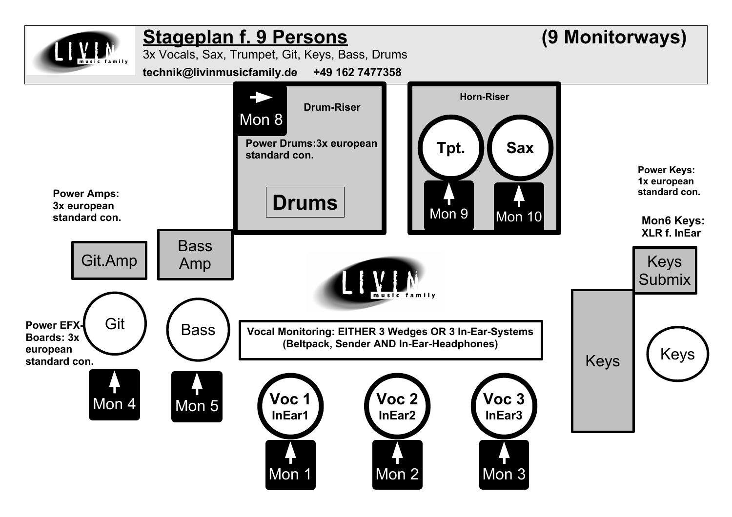# Stageplan f. 9 Persons (9 Monitorways)

3x Vocals, Sax, Trumpet, Git, Keys, Bass, Drums

**technik@livinmusicfamily.de +49 162 7477358**

Mon 8

**Drum-Riser**

**Power Drums:3x european standard con.**

**Drums**

**Horn-Riser**

**Tpt.**

**Sax**

Mon 9

Mon 10

**Power Keys: 1x european standard con.**

**Mon6 Keys: XLR f. InEar**

**Power Amps: 3x european standard con.**

Git.Amp

Bass Amp

Keys Submix

Git

Bass

**Power EFX-Boards: 3x european standard con.**

**Vocal Monitoring: EITHER 3 Wedges OR 3 In-Ear-Systems (Beltpack, Sender AND In-Ear-Headphones)**

Keys

Keys

Mon 4

Mon 5

**Voc 1** **InEar1**

**Voc 2** **InEar2**

**Voc 3** **InEar3**

Mon 1

Mon 2

Mon 3